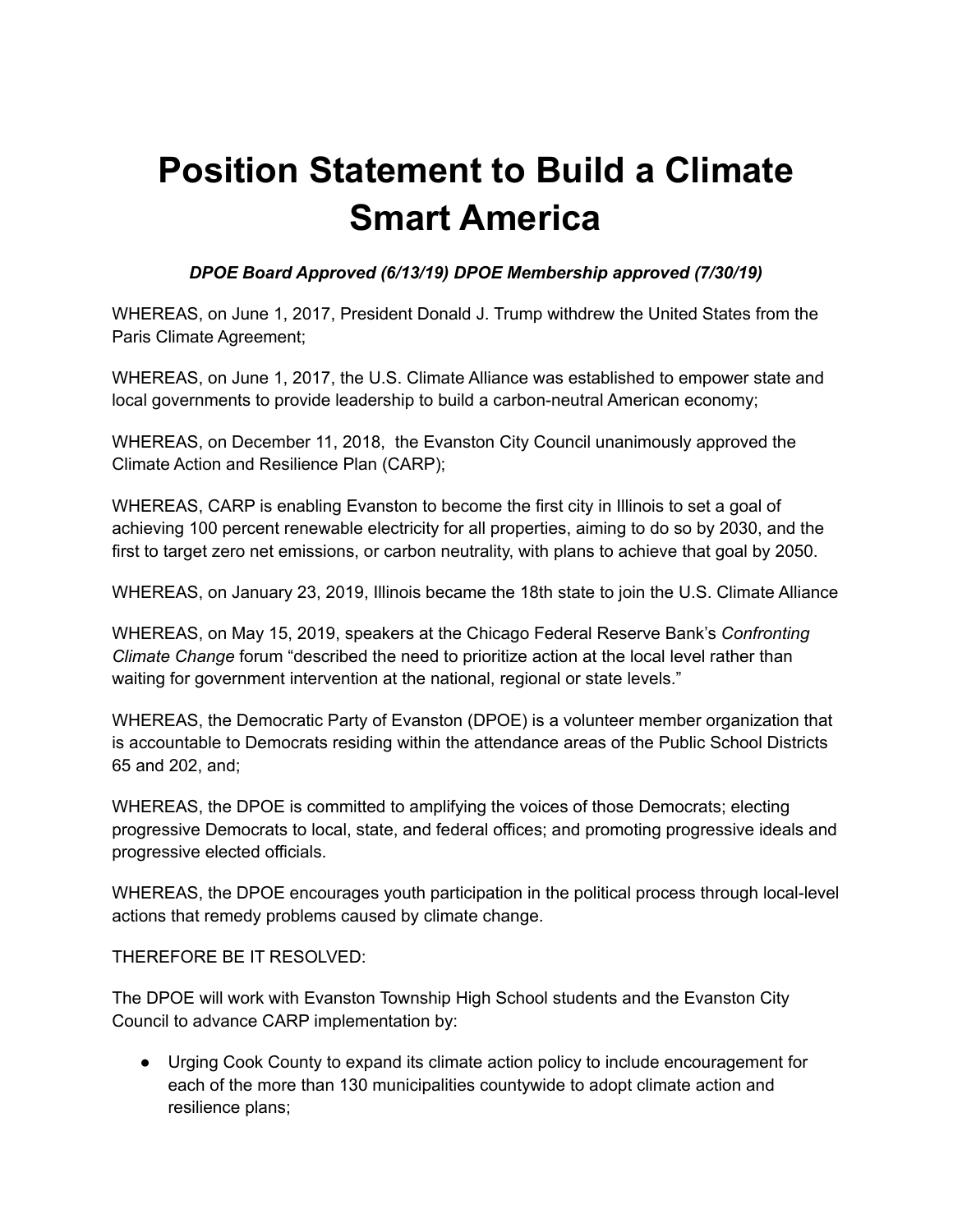# Position Statement to Build a Climate Smart America

***DPOE Board Approved (6/13/19) DPOE Membership approved (7/30/19)***

WHEREAS, on June 1, 2017, President Donald J. Trump withdrew the United States from the Paris Climate Agreement;

WHEREAS, on June 1, 2017, the U.S. Climate Alliance was established to empower state and local governments to provide leadership to build a carbon-neutral American economy;

WHEREAS, on December 11, 2018, the Evanston City Council unanimously approved the Climate Action and Resilience Plan (CARP);

WHEREAS, CARP is enabling Evanston to become the first city in Illinois to set a goal of achieving 100 percent renewable electricity for all properties, aiming to do so by 2030, and the first to target zero net emissions, or carbon neutrality, with plans to achieve that goal by 2050.

WHEREAS, on January 23, 2019, Illinois became the 18th state to join the U.S. Climate Alliance

WHEREAS, on May 15, 2019, speakers at the Chicago Federal Reserve Bank's *Confronting Climate Change* forum "described the need to prioritize action at the local level rather than waiting for government intervention at the national, regional or state levels."

WHEREAS, the Democratic Party of Evanston (DPOE) is a volunteer member organization that is accountable to Democrats residing within the attendance areas of the Public School Districts 65 and 202, and;

WHEREAS, the DPOE is committed to amplifying the voices of those Democrats; electing progressive Democrats to local, state, and federal offices; and promoting progressive ideals and progressive elected officials.

WHEREAS, the DPOE encourages youth participation in the political process through local-level actions that remedy problems caused by climate change.

THEREFORE BE IT RESOLVED:

The DPOE will work with Evanston Township High School students and the Evanston City Council to advance CARP implementation by:

- Urging Cook County to expand its climate action policy to include encouragement for each of the more than 130 municipalities countywide to adopt climate action and resilience plans;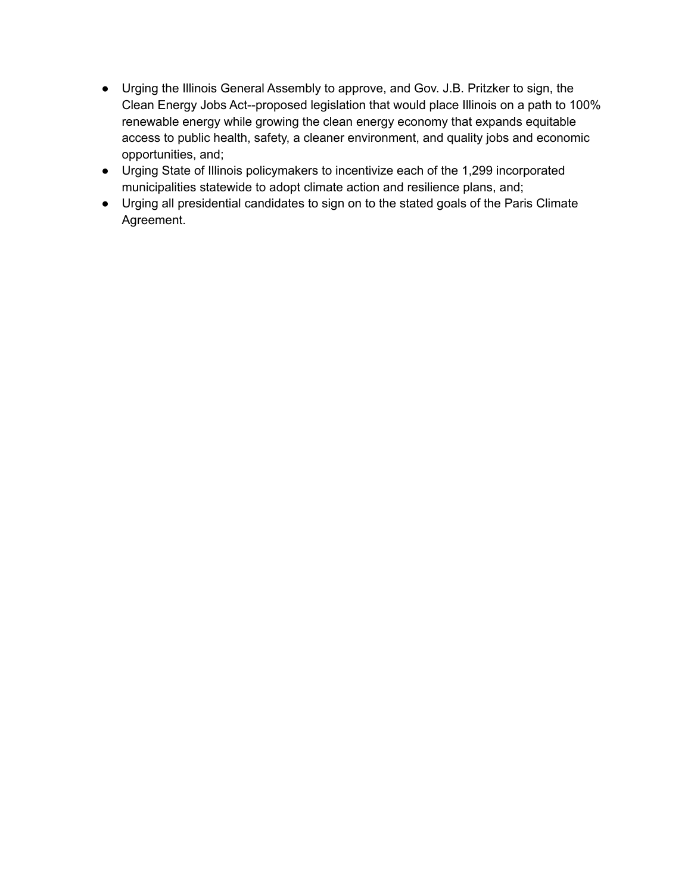- Urging the Illinois General Assembly to approve, and Gov. J.B. Pritzker to sign, the Clean Energy Jobs Act--proposed legislation that would place Illinois on a path to 100% renewable energy while growing the clean energy economy that expands equitable access to public health, safety, a cleaner environment, and quality jobs and economic opportunities, and;
- Urging State of Illinois policymakers to incentivize each of the 1,299 incorporated municipalities statewide to adopt climate action and resilience plans, and;
- Urging all presidential candidates to sign on to the stated goals of the Paris Climate Agreement.